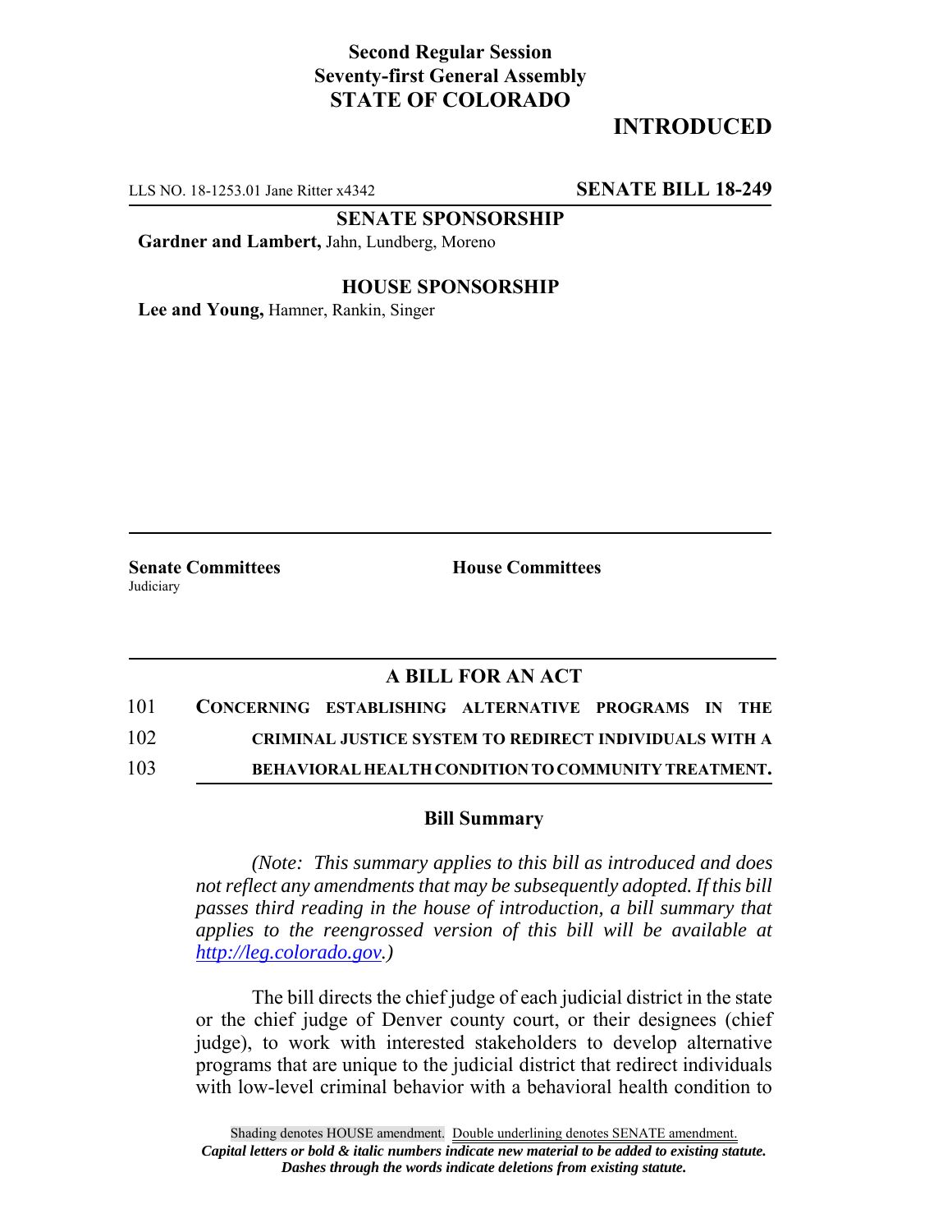**Second Regular Session**
**Seventy-first General Assembly**
**STATE OF COLORADO**

# INTRODUCED

LLS NO. 18-1253.01 Jane Ritter x4342 **SENATE BILL 18-249**

**SENATE SPONSORSHIP**

**Gardner and Lambert,** Jahn, Lundberg, Moreno

**HOUSE SPONSORSHIP**

**Lee and Young,** Hamner, Rankin, Singer

**Senate Committees**
Judiciary

**House Committees**

## A BILL FOR AN ACT

101 **CONCERNING ESTABLISHING ALTERNATIVE PROGRAMS IN THE**
102 **CRIMINAL JUSTICE SYSTEM TO REDIRECT INDIVIDUALS WITH A**
103 **BEHAVIORAL HEALTH CONDITION TO COMMUNITY TREATMENT.**

### Bill Summary

*(Note: This summary applies to this bill as introduced and does not reflect any amendments that may be subsequently adopted. If this bill passes third reading in the house of introduction, a bill summary that applies to the reengrossed version of this bill will be available at http://leg.colorado.gov.)*

The bill directs the chief judge of each judicial district in the state or the chief judge of Denver county court, or their designees (chief judge), to work with interested stakeholders to develop alternative programs that are unique to the judicial district that redirect individuals with low-level criminal behavior with a behavioral health condition to

Shading denotes HOUSE amendment. Double underlining denotes SENATE amendment.
*Capital letters or bold & italic numbers indicate new material to be added to existing statute.*
*Dashes through the words indicate deletions from existing statute.*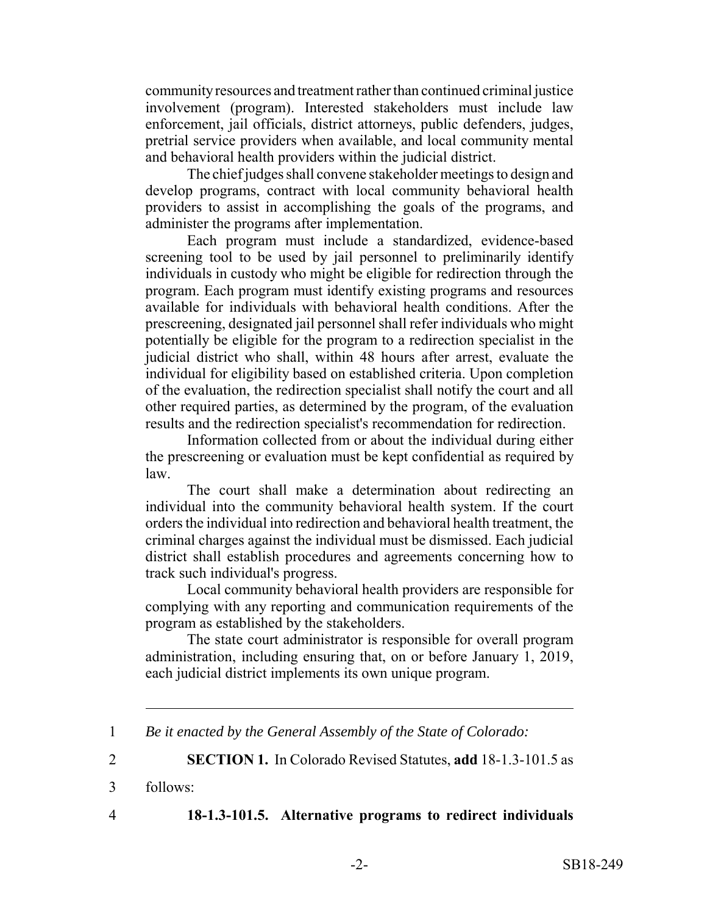community resources and treatment rather than continued criminal justice involvement (program). Interested stakeholders must include law enforcement, jail officials, district attorneys, public defenders, judges, pretrial service providers when available, and local community mental and behavioral health providers within the judicial district.

The chief judges shall convene stakeholder meetings to design and develop programs, contract with local community behavioral health providers to assist in accomplishing the goals of the programs, and administer the programs after implementation.

Each program must include a standardized, evidence-based screening tool to be used by jail personnel to preliminarily identify individuals in custody who might be eligible for redirection through the program. Each program must identify existing programs and resources available for individuals with behavioral health conditions. After the prescreening, designated jail personnel shall refer individuals who might potentially be eligible for the program to a redirection specialist in the judicial district who shall, within 48 hours after arrest, evaluate the individual for eligibility based on established criteria. Upon completion of the evaluation, the redirection specialist shall notify the court and all other required parties, as determined by the program, of the evaluation results and the redirection specialist's recommendation for redirection.

Information collected from or about the individual during either the prescreening or evaluation must be kept confidential as required by law.

The court shall make a determination about redirecting an individual into the community behavioral health system. If the court orders the individual into redirection and behavioral health treatment, the criminal charges against the individual must be dismissed. Each judicial district shall establish procedures and agreements concerning how to track such individual's progress.

Local community behavioral health providers are responsible for complying with any reporting and communication requirements of the program as established by the stakeholders.

The state court administrator is responsible for overall program administration, including ensuring that, on or before January 1, 2019, each judicial district implements its own unique program.

---

1 *Be it enacted by the General Assembly of the State of Colorado:*

2 **SECTION 1.** In Colorado Revised Statutes, **add** 18-1.3-101.5 as

3 follows:

4 **18-1.3-101.5. Alternative programs to redirect individuals**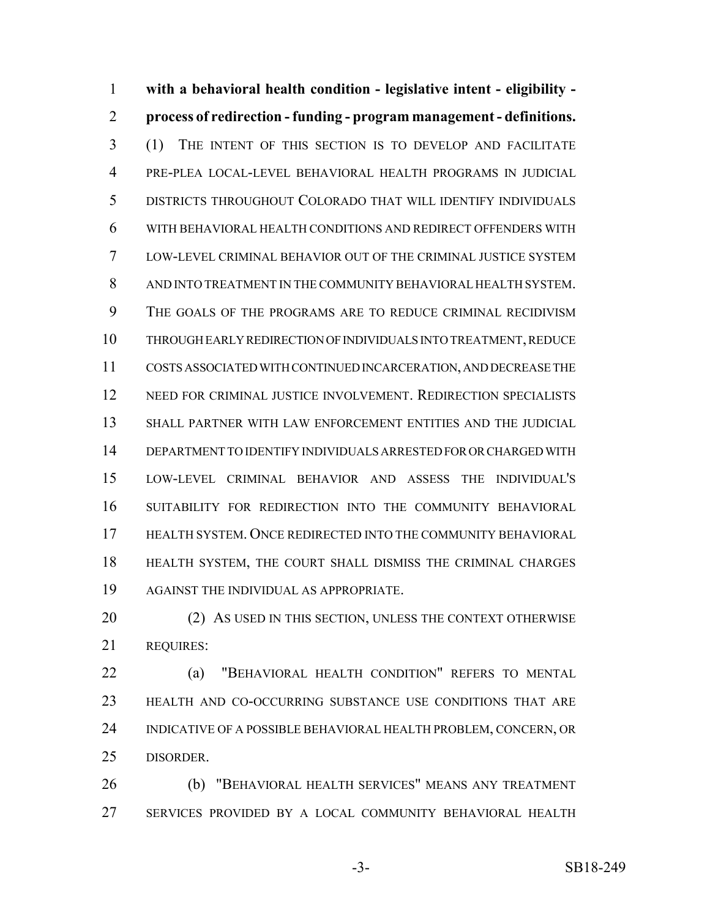**with a behavioral health condition - legislative intent - eligibility - process of redirection - funding - program management - definitions.** (1) THE INTENT OF THIS SECTION IS TO DEVELOP AND FACILITATE PRE-PLEA LOCAL-LEVEL BEHAVIORAL HEALTH PROGRAMS IN JUDICIAL DISTRICTS THROUGHOUT COLORADO THAT WILL IDENTIFY INDIVIDUALS WITH BEHAVIORAL HEALTH CONDITIONS AND REDIRECT OFFENDERS WITH LOW-LEVEL CRIMINAL BEHAVIOR OUT OF THE CRIMINAL JUSTICE SYSTEM AND INTO TREATMENT IN THE COMMUNITY BEHAVIORAL HEALTH SYSTEM. THE GOALS OF THE PROGRAMS ARE TO REDUCE CRIMINAL RECIDIVISM THROUGH EARLY REDIRECTION OF INDIVIDUALS INTO TREATMENT, REDUCE COSTS ASSOCIATED WITH CONTINUED INCARCERATION, AND DECREASE THE NEED FOR CRIMINAL JUSTICE INVOLVEMENT. REDIRECTION SPECIALISTS SHALL PARTNER WITH LAW ENFORCEMENT ENTITIES AND THE JUDICIAL DEPARTMENT TO IDENTIFY INDIVIDUALS ARRESTED FOR OR CHARGED WITH LOW-LEVEL CRIMINAL BEHAVIOR AND ASSESS THE INDIVIDUAL'S SUITABILITY FOR REDIRECTION INTO THE COMMUNITY BEHAVIORAL HEALTH SYSTEM. ONCE REDIRECTED INTO THE COMMUNITY BEHAVIORAL HEALTH SYSTEM, THE COURT SHALL DISMISS THE CRIMINAL CHARGES AGAINST THE INDIVIDUAL AS APPROPRIATE.

(2) AS USED IN THIS SECTION, UNLESS THE CONTEXT OTHERWISE REQUIRES:

(a) "BEHAVIORAL HEALTH CONDITION" REFERS TO MENTAL HEALTH AND CO-OCCURRING SUBSTANCE USE CONDITIONS THAT ARE INDICATIVE OF A POSSIBLE BEHAVIORAL HEALTH PROBLEM, CONCERN, OR DISORDER.

(b) "BEHAVIORAL HEALTH SERVICES" MEANS ANY TREATMENT SERVICES PROVIDED BY A LOCAL COMMUNITY BEHAVIORAL HEALTH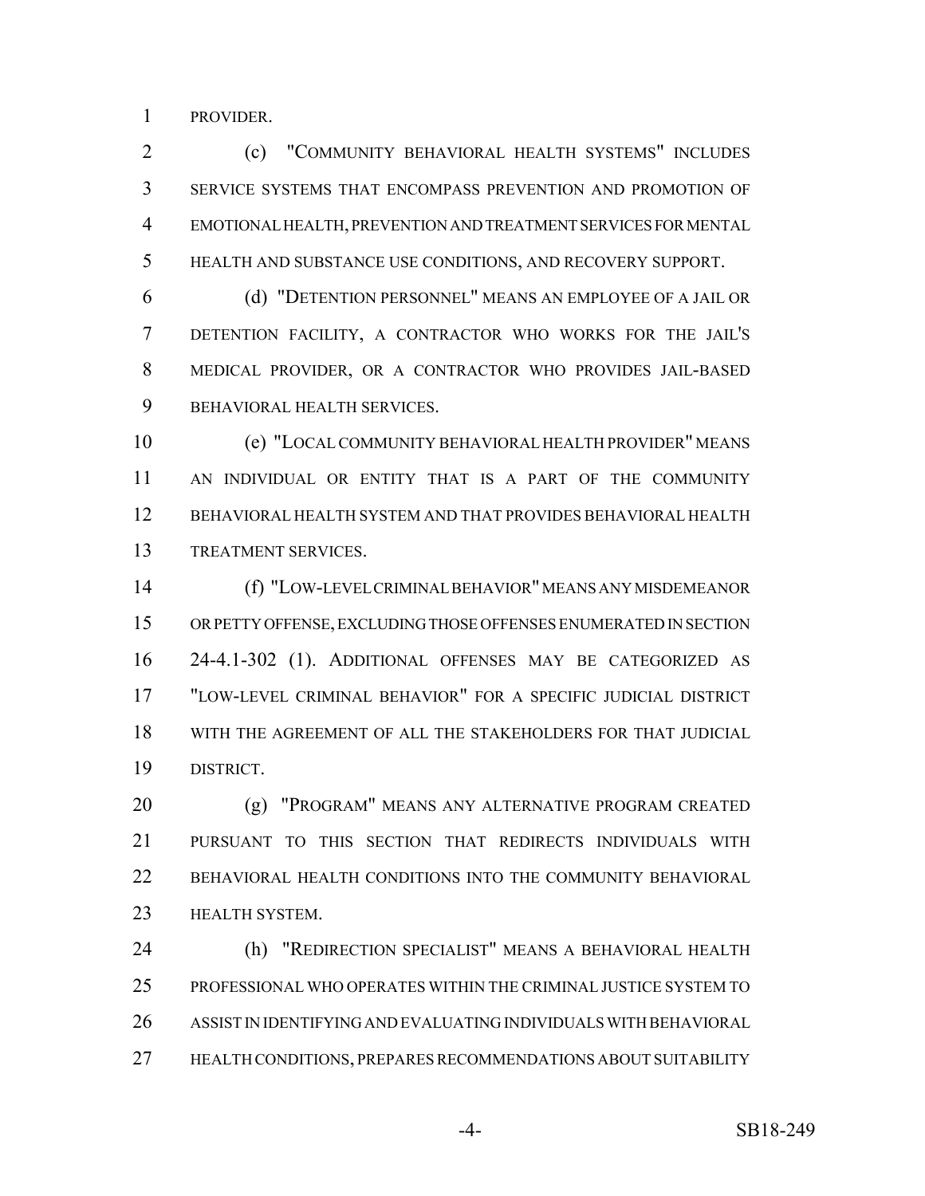PROVIDER.

(c) "COMMUNITY BEHAVIORAL HEALTH SYSTEMS" INCLUDES SERVICE SYSTEMS THAT ENCOMPASS PREVENTION AND PROMOTION OF EMOTIONAL HEALTH, PREVENTION AND TREATMENT SERVICES FOR MENTAL HEALTH AND SUBSTANCE USE CONDITIONS, AND RECOVERY SUPPORT.

(d) "DETENTION PERSONNEL" MEANS AN EMPLOYEE OF A JAIL OR DETENTION FACILITY, A CONTRACTOR WHO WORKS FOR THE JAIL'S MEDICAL PROVIDER, OR A CONTRACTOR WHO PROVIDES JAIL-BASED BEHAVIORAL HEALTH SERVICES.

(e) "LOCAL COMMUNITY BEHAVIORAL HEALTH PROVIDER" MEANS AN INDIVIDUAL OR ENTITY THAT IS A PART OF THE COMMUNITY BEHAVIORAL HEALTH SYSTEM AND THAT PROVIDES BEHAVIORAL HEALTH TREATMENT SERVICES.

(f) "LOW-LEVEL CRIMINAL BEHAVIOR" MEANS ANY MISDEMEANOR OR PETTY OFFENSE, EXCLUDING THOSE OFFENSES ENUMERATED IN SECTION 24-4.1-302 (1). ADDITIONAL OFFENSES MAY BE CATEGORIZED AS "LOW-LEVEL CRIMINAL BEHAVIOR" FOR A SPECIFIC JUDICIAL DISTRICT WITH THE AGREEMENT OF ALL THE STAKEHOLDERS FOR THAT JUDICIAL DISTRICT.

(g) "PROGRAM" MEANS ANY ALTERNATIVE PROGRAM CREATED PURSUANT TO THIS SECTION THAT REDIRECTS INDIVIDUALS WITH BEHAVIORAL HEALTH CONDITIONS INTO THE COMMUNITY BEHAVIORAL HEALTH SYSTEM.

(h) "REDIRECTION SPECIALIST" MEANS A BEHAVIORAL HEALTH PROFESSIONAL WHO OPERATES WITHIN THE CRIMINAL JUSTICE SYSTEM TO ASSIST IN IDENTIFYING AND EVALUATING INDIVIDUALS WITH BEHAVIORAL HEALTH CONDITIONS, PREPARES RECOMMENDATIONS ABOUT SUITABILITY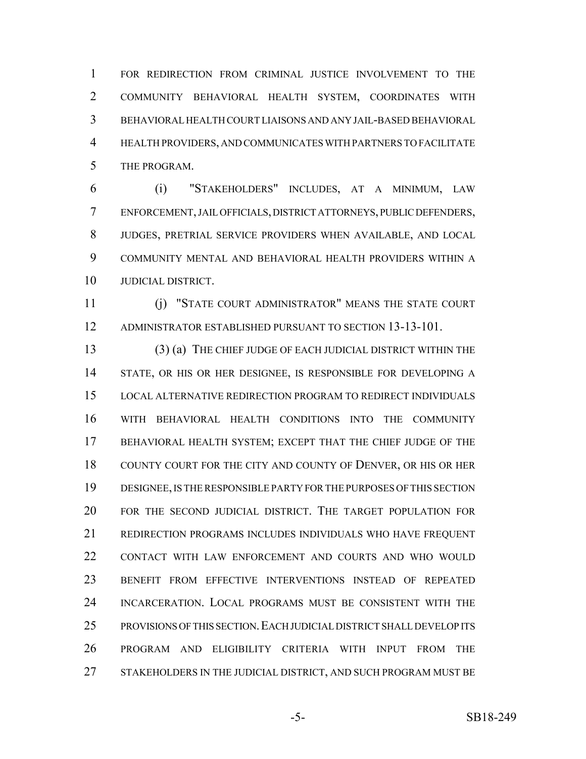FOR REDIRECTION FROM CRIMINAL JUSTICE INVOLVEMENT TO THE COMMUNITY BEHAVIORAL HEALTH SYSTEM, COORDINATES WITH BEHAVIORAL HEALTH COURT LIAISONS AND ANY JAIL-BASED BEHAVIORAL HEALTH PROVIDERS, AND COMMUNICATES WITH PARTNERS TO FACILITATE THE PROGRAM.

(i) "STAKEHOLDERS" INCLUDES, AT A MINIMUM, LAW ENFORCEMENT, JAIL OFFICIALS, DISTRICT ATTORNEYS, PUBLIC DEFENDERS, JUDGES, PRETRIAL SERVICE PROVIDERS WHEN AVAILABLE, AND LOCAL COMMUNITY MENTAL AND BEHAVIORAL HEALTH PROVIDERS WITHIN A JUDICIAL DISTRICT.

(j) "STATE COURT ADMINISTRATOR" MEANS THE STATE COURT ADMINISTRATOR ESTABLISHED PURSUANT TO SECTION 13-13-101.

(3) (a) THE CHIEF JUDGE OF EACH JUDICIAL DISTRICT WITHIN THE STATE, OR HIS OR HER DESIGNEE, IS RESPONSIBLE FOR DEVELOPING A LOCAL ALTERNATIVE REDIRECTION PROGRAM TO REDIRECT INDIVIDUALS WITH BEHAVIORAL HEALTH CONDITIONS INTO THE COMMUNITY BEHAVIORAL HEALTH SYSTEM; EXCEPT THAT THE CHIEF JUDGE OF THE COUNTY COURT FOR THE CITY AND COUNTY OF DENVER, OR HIS OR HER DESIGNEE, IS THE RESPONSIBLE PARTY FOR THE PURPOSES OF THIS SECTION FOR THE SECOND JUDICIAL DISTRICT. THE TARGET POPULATION FOR REDIRECTION PROGRAMS INCLUDES INDIVIDUALS WHO HAVE FREQUENT CONTACT WITH LAW ENFORCEMENT AND COURTS AND WHO WOULD BENEFIT FROM EFFECTIVE INTERVENTIONS INSTEAD OF REPEATED INCARCERATION. LOCAL PROGRAMS MUST BE CONSISTENT WITH THE PROVISIONS OF THIS SECTION. EACH JUDICIAL DISTRICT SHALL DEVELOP ITS PROGRAM AND ELIGIBILITY CRITERIA WITH INPUT FROM THE STAKEHOLDERS IN THE JUDICIAL DISTRICT, AND SUCH PROGRAM MUST BE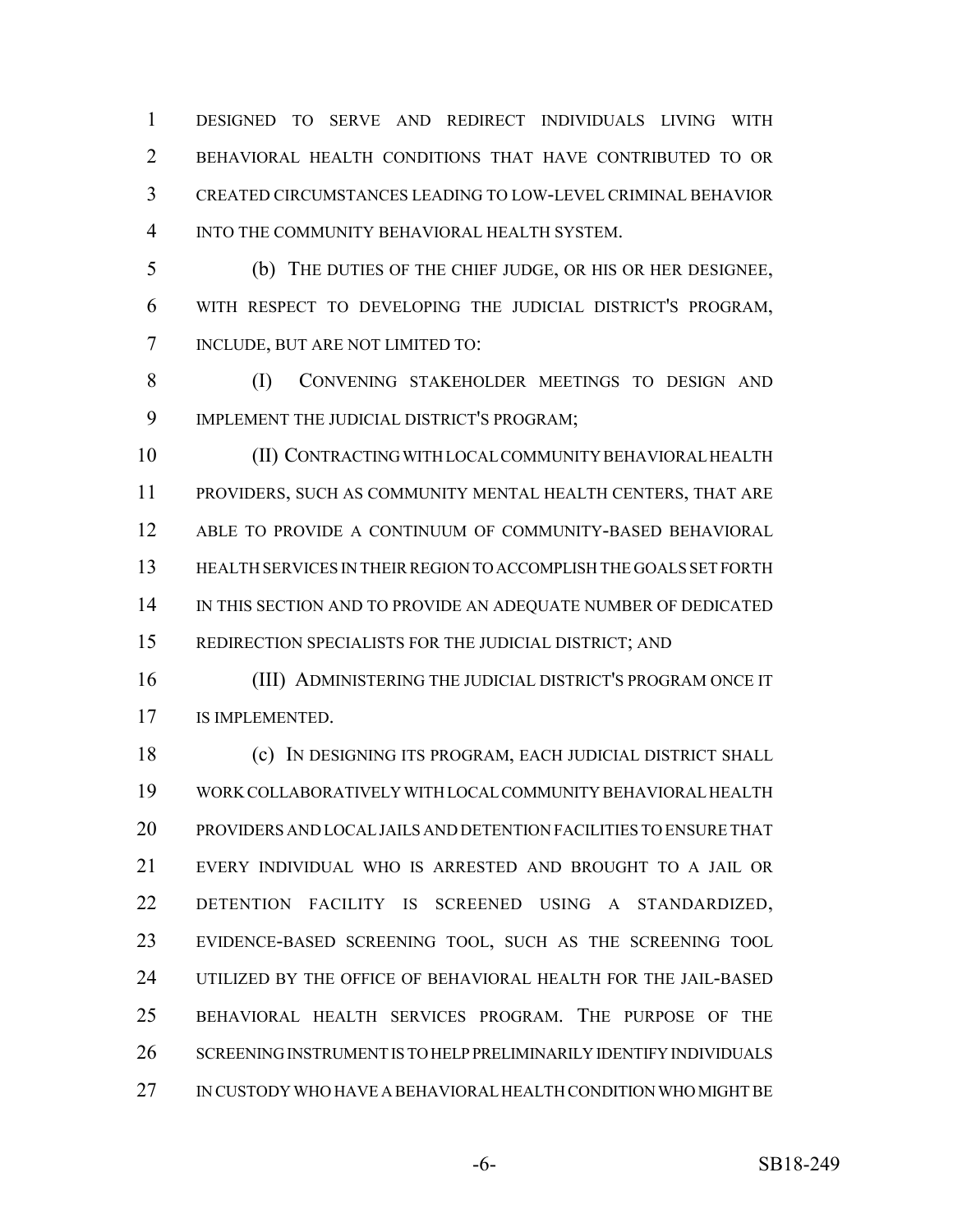DESIGNED TO SERVE AND REDIRECT INDIVIDUALS LIVING WITH BEHAVIORAL HEALTH CONDITIONS THAT HAVE CONTRIBUTED TO OR CREATED CIRCUMSTANCES LEADING TO LOW-LEVEL CRIMINAL BEHAVIOR INTO THE COMMUNITY BEHAVIORAL HEALTH SYSTEM.

(b) THE DUTIES OF THE CHIEF JUDGE, OR HIS OR HER DESIGNEE, WITH RESPECT TO DEVELOPING THE JUDICIAL DISTRICT'S PROGRAM, INCLUDE, BUT ARE NOT LIMITED TO:

(I) CONVENING STAKEHOLDER MEETINGS TO DESIGN AND IMPLEMENT THE JUDICIAL DISTRICT'S PROGRAM;

(II) CONTRACTING WITH LOCAL COMMUNITY BEHAVIORAL HEALTH PROVIDERS, SUCH AS COMMUNITY MENTAL HEALTH CENTERS, THAT ARE ABLE TO PROVIDE A CONTINUUM OF COMMUNITY-BASED BEHAVIORAL HEALTH SERVICES IN THEIR REGION TO ACCOMPLISH THE GOALS SET FORTH IN THIS SECTION AND TO PROVIDE AN ADEQUATE NUMBER OF DEDICATED REDIRECTION SPECIALISTS FOR THE JUDICIAL DISTRICT; AND

(III) ADMINISTERING THE JUDICIAL DISTRICT'S PROGRAM ONCE IT IS IMPLEMENTED.

(c) IN DESIGNING ITS PROGRAM, EACH JUDICIAL DISTRICT SHALL WORK COLLABORATIVELY WITH LOCAL COMMUNITY BEHAVIORAL HEALTH PROVIDERS AND LOCAL JAILS AND DETENTION FACILITIES TO ENSURE THAT EVERY INDIVIDUAL WHO IS ARRESTED AND BROUGHT TO A JAIL OR DETENTION FACILITY IS SCREENED USING A STANDARDIZED, EVIDENCE-BASED SCREENING TOOL, SUCH AS THE SCREENING TOOL UTILIZED BY THE OFFICE OF BEHAVIORAL HEALTH FOR THE JAIL-BASED BEHAVIORAL HEALTH SERVICES PROGRAM. THE PURPOSE OF THE SCREENING INSTRUMENT IS TO HELP PRELIMINARILY IDENTIFY INDIVIDUALS IN CUSTODY WHO HAVE A BEHAVIORAL HEALTH CONDITION WHO MIGHT BE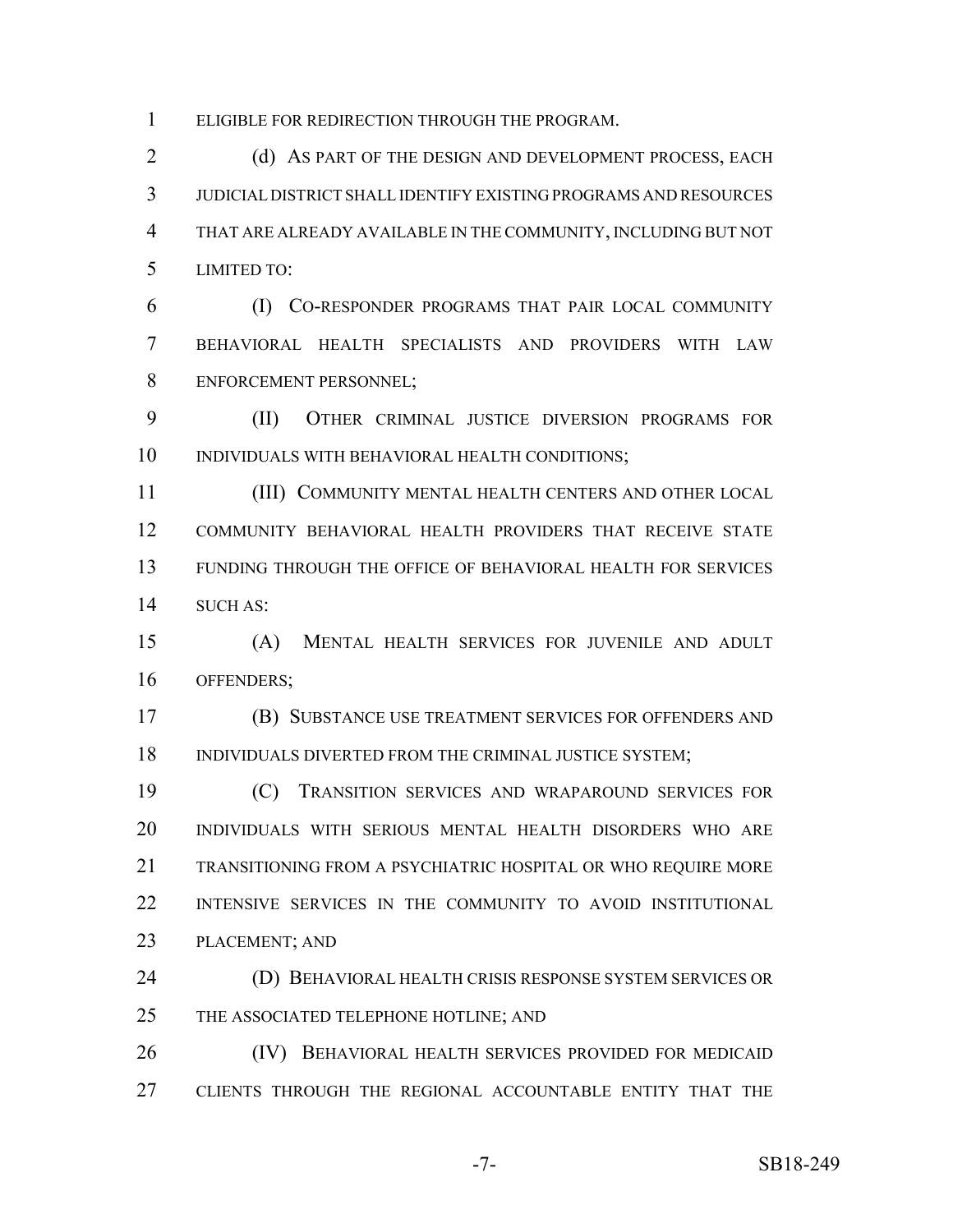ELIGIBLE FOR REDIRECTION THROUGH THE PROGRAM.

(d) AS PART OF THE DESIGN AND DEVELOPMENT PROCESS, EACH JUDICIAL DISTRICT SHALL IDENTIFY EXISTING PROGRAMS AND RESOURCES THAT ARE ALREADY AVAILABLE IN THE COMMUNITY, INCLUDING BUT NOT LIMITED TO:

(I) CO-RESPONDER PROGRAMS THAT PAIR LOCAL COMMUNITY BEHAVIORAL HEALTH SPECIALISTS AND PROVIDERS WITH LAW ENFORCEMENT PERSONNEL;

(II) OTHER CRIMINAL JUSTICE DIVERSION PROGRAMS FOR INDIVIDUALS WITH BEHAVIORAL HEALTH CONDITIONS;

(III) COMMUNITY MENTAL HEALTH CENTERS AND OTHER LOCAL COMMUNITY BEHAVIORAL HEALTH PROVIDERS THAT RECEIVE STATE FUNDING THROUGH THE OFFICE OF BEHAVIORAL HEALTH FOR SERVICES SUCH AS:

(A) MENTAL HEALTH SERVICES FOR JUVENILE AND ADULT OFFENDERS;

(B) SUBSTANCE USE TREATMENT SERVICES FOR OFFENDERS AND INDIVIDUALS DIVERTED FROM THE CRIMINAL JUSTICE SYSTEM;

(C) TRANSITION SERVICES AND WRAPAROUND SERVICES FOR INDIVIDUALS WITH SERIOUS MENTAL HEALTH DISORDERS WHO ARE TRANSITIONING FROM A PSYCHIATRIC HOSPITAL OR WHO REQUIRE MORE INTENSIVE SERVICES IN THE COMMUNITY TO AVOID INSTITUTIONAL PLACEMENT; AND

(D) BEHAVIORAL HEALTH CRISIS RESPONSE SYSTEM SERVICES OR THE ASSOCIATED TELEPHONE HOTLINE; AND

(IV) BEHAVIORAL HEALTH SERVICES PROVIDED FOR MEDICAID CLIENTS THROUGH THE REGIONAL ACCOUNTABLE ENTITY THAT THE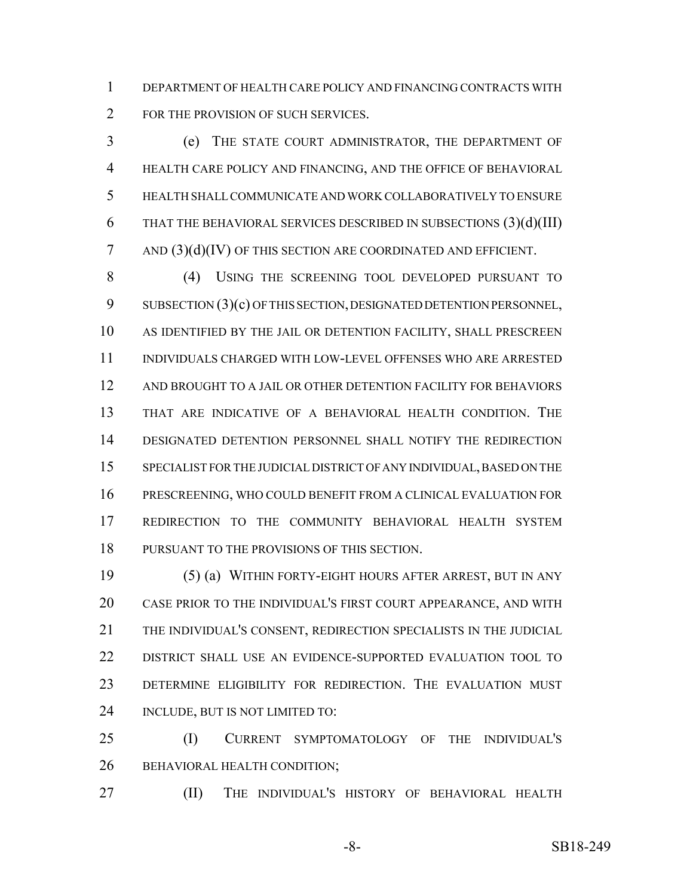DEPARTMENT OF HEALTH CARE POLICY AND FINANCING CONTRACTS WITH FOR THE PROVISION OF SUCH SERVICES.

(e) THE STATE COURT ADMINISTRATOR, THE DEPARTMENT OF HEALTH CARE POLICY AND FINANCING, AND THE OFFICE OF BEHAVIORAL HEALTH SHALL COMMUNICATE AND WORK COLLABORATIVELY TO ENSURE THAT THE BEHAVIORAL SERVICES DESCRIBED IN SUBSECTIONS (3)(d)(III) AND (3)(d)(IV) OF THIS SECTION ARE COORDINATED AND EFFICIENT.

(4) USING THE SCREENING TOOL DEVELOPED PURSUANT TO SUBSECTION (3)(c) OF THIS SECTION, DESIGNATED DETENTION PERSONNEL, AS IDENTIFIED BY THE JAIL OR DETENTION FACILITY, SHALL PRESCREEN INDIVIDUALS CHARGED WITH LOW-LEVEL OFFENSES WHO ARE ARRESTED AND BROUGHT TO A JAIL OR OTHER DETENTION FACILITY FOR BEHAVIORS THAT ARE INDICATIVE OF A BEHAVIORAL HEALTH CONDITION. THE DESIGNATED DETENTION PERSONNEL SHALL NOTIFY THE REDIRECTION SPECIALIST FOR THE JUDICIAL DISTRICT OF ANY INDIVIDUAL, BASED ON THE PRESCREENING, WHO COULD BENEFIT FROM A CLINICAL EVALUATION FOR REDIRECTION TO THE COMMUNITY BEHAVIORAL HEALTH SYSTEM PURSUANT TO THE PROVISIONS OF THIS SECTION.

(5) (a) WITHIN FORTY-EIGHT HOURS AFTER ARREST, BUT IN ANY CASE PRIOR TO THE INDIVIDUAL'S FIRST COURT APPEARANCE, AND WITH THE INDIVIDUAL'S CONSENT, REDIRECTION SPECIALISTS IN THE JUDICIAL DISTRICT SHALL USE AN EVIDENCE-SUPPORTED EVALUATION TOOL TO DETERMINE ELIGIBILITY FOR REDIRECTION. THE EVALUATION MUST INCLUDE, BUT IS NOT LIMITED TO:

(I) CURRENT SYMPTOMATOLOGY OF THE INDIVIDUAL'S BEHAVIORAL HEALTH CONDITION;

(II) THE INDIVIDUAL'S HISTORY OF BEHAVIORAL HEALTH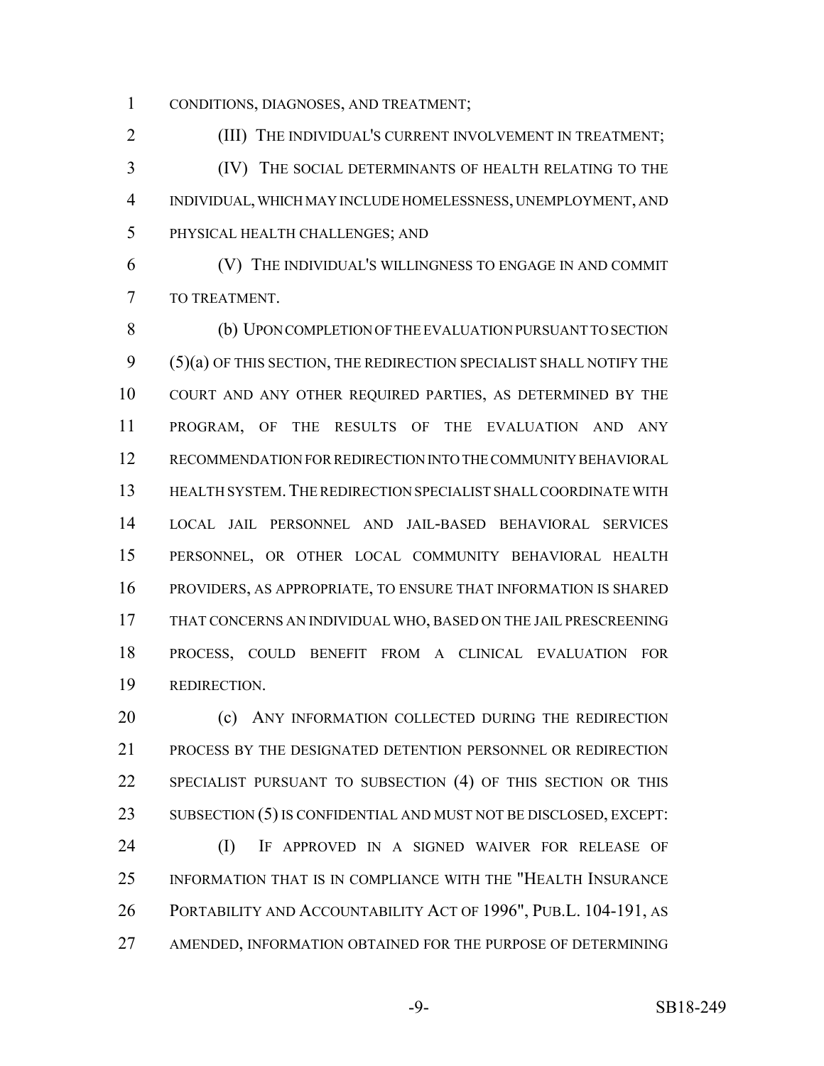CONDITIONS, DIAGNOSES, AND TREATMENT;

(III) THE INDIVIDUAL'S CURRENT INVOLVEMENT IN TREATMENT;

(IV) THE SOCIAL DETERMINANTS OF HEALTH RELATING TO THE INDIVIDUAL, WHICH MAY INCLUDE HOMELESSNESS, UNEMPLOYMENT, AND PHYSICAL HEALTH CHALLENGES; AND

(V) THE INDIVIDUAL'S WILLINGNESS TO ENGAGE IN AND COMMIT TO TREATMENT.

(b) UPON COMPLETION OF THE EVALUATION PURSUANT TO SECTION (5)(a) OF THIS SECTION, THE REDIRECTION SPECIALIST SHALL NOTIFY THE COURT AND ANY OTHER REQUIRED PARTIES, AS DETERMINED BY THE PROGRAM, OF THE RESULTS OF THE EVALUATION AND ANY RECOMMENDATION FOR REDIRECTION INTO THE COMMUNITY BEHAVIORAL HEALTH SYSTEM. THE REDIRECTION SPECIALIST SHALL COORDINATE WITH LOCAL JAIL PERSONNEL AND JAIL-BASED BEHAVIORAL SERVICES PERSONNEL, OR OTHER LOCAL COMMUNITY BEHAVIORAL HEALTH PROVIDERS, AS APPROPRIATE, TO ENSURE THAT INFORMATION IS SHARED THAT CONCERNS AN INDIVIDUAL WHO, BASED ON THE JAIL PRESCREENING PROCESS, COULD BENEFIT FROM A CLINICAL EVALUATION FOR REDIRECTION.

(c) ANY INFORMATION COLLECTED DURING THE REDIRECTION PROCESS BY THE DESIGNATED DETENTION PERSONNEL OR REDIRECTION SPECIALIST PURSUANT TO SUBSECTION (4) OF THIS SECTION OR THIS SUBSECTION (5) IS CONFIDENTIAL AND MUST NOT BE DISCLOSED, EXCEPT:

(I) IF APPROVED IN A SIGNED WAIVER FOR RELEASE OF INFORMATION THAT IS IN COMPLIANCE WITH THE "HEALTH INSURANCE PORTABILITY AND ACCOUNTABILITY ACT OF 1996", PUB.L. 104-191, AS AMENDED, INFORMATION OBTAINED FOR THE PURPOSE OF DETERMINING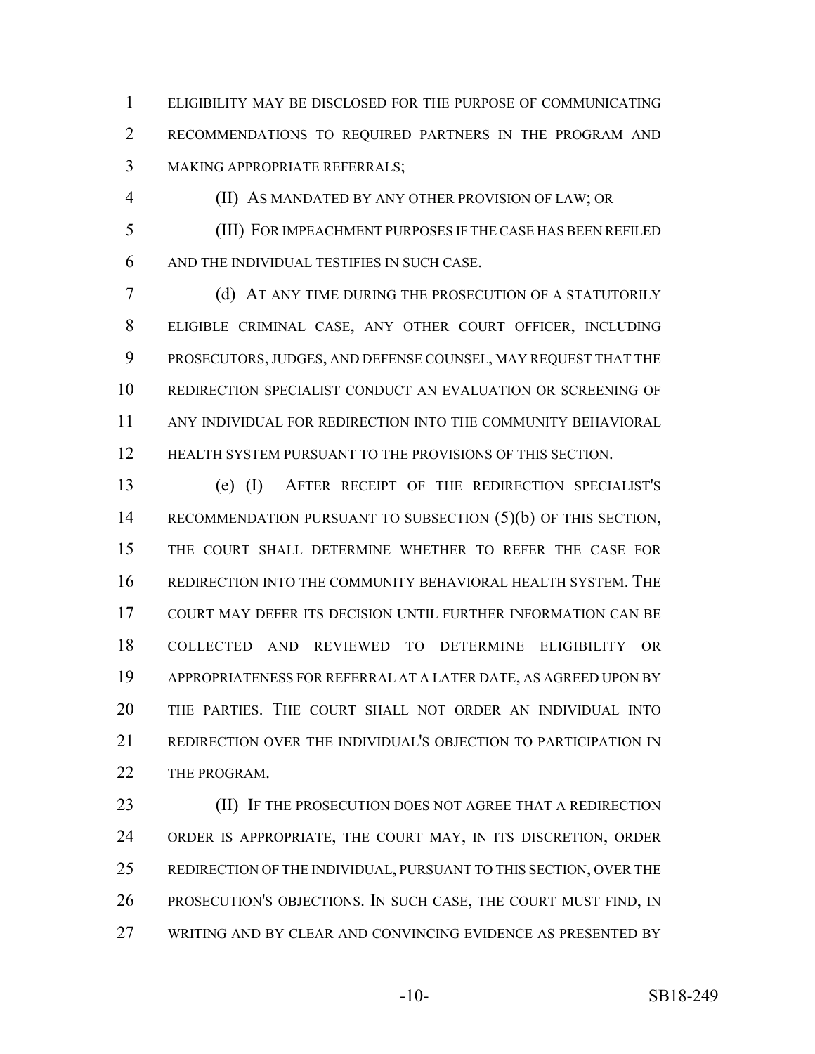ELIGIBILITY MAY BE DISCLOSED FOR THE PURPOSE OF COMMUNICATING RECOMMENDATIONS TO REQUIRED PARTNERS IN THE PROGRAM AND MAKING APPROPRIATE REFERRALS;

(II) AS MANDATED BY ANY OTHER PROVISION OF LAW; OR

(III) FOR IMPEACHMENT PURPOSES IF THE CASE HAS BEEN REFILED AND THE INDIVIDUAL TESTIFIES IN SUCH CASE.

(d) AT ANY TIME DURING THE PROSECUTION OF A STATUTORILY ELIGIBLE CRIMINAL CASE, ANY OTHER COURT OFFICER, INCLUDING PROSECUTORS, JUDGES, AND DEFENSE COUNSEL, MAY REQUEST THAT THE REDIRECTION SPECIALIST CONDUCT AN EVALUATION OR SCREENING OF ANY INDIVIDUAL FOR REDIRECTION INTO THE COMMUNITY BEHAVIORAL HEALTH SYSTEM PURSUANT TO THE PROVISIONS OF THIS SECTION.

(e) (I) AFTER RECEIPT OF THE REDIRECTION SPECIALIST'S RECOMMENDATION PURSUANT TO SUBSECTION (5)(b) OF THIS SECTION, THE COURT SHALL DETERMINE WHETHER TO REFER THE CASE FOR REDIRECTION INTO THE COMMUNITY BEHAVIORAL HEALTH SYSTEM. THE COURT MAY DEFER ITS DECISION UNTIL FURTHER INFORMATION CAN BE COLLECTED AND REVIEWED TO DETERMINE ELIGIBILITY OR APPROPRIATENESS FOR REFERRAL AT A LATER DATE, AS AGREED UPON BY THE PARTIES. THE COURT SHALL NOT ORDER AN INDIVIDUAL INTO REDIRECTION OVER THE INDIVIDUAL'S OBJECTION TO PARTICIPATION IN THE PROGRAM.

(II) IF THE PROSECUTION DOES NOT AGREE THAT A REDIRECTION ORDER IS APPROPRIATE, THE COURT MAY, IN ITS DISCRETION, ORDER REDIRECTION OF THE INDIVIDUAL, PURSUANT TO THIS SECTION, OVER THE PROSECUTION'S OBJECTIONS. IN SUCH CASE, THE COURT MUST FIND, IN WRITING AND BY CLEAR AND CONVINCING EVIDENCE AS PRESENTED BY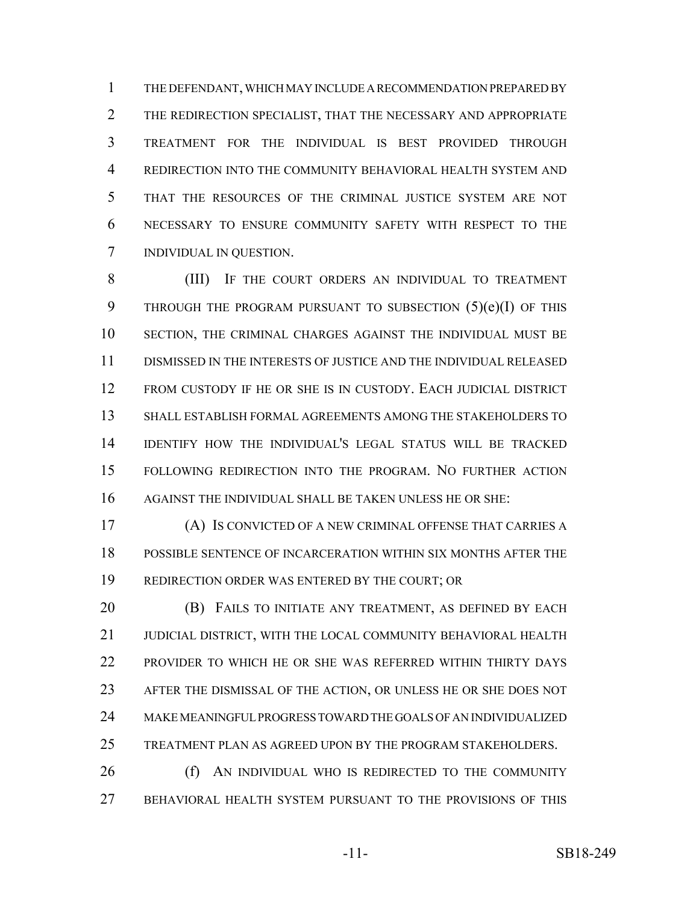THE DEFENDANT, WHICH MAY INCLUDE A RECOMMENDATION PREPARED BY THE REDIRECTION SPECIALIST, THAT THE NECESSARY AND APPROPRIATE TREATMENT FOR THE INDIVIDUAL IS BEST PROVIDED THROUGH REDIRECTION INTO THE COMMUNITY BEHAVIORAL HEALTH SYSTEM AND THAT THE RESOURCES OF THE CRIMINAL JUSTICE SYSTEM ARE NOT NECESSARY TO ENSURE COMMUNITY SAFETY WITH RESPECT TO THE INDIVIDUAL IN QUESTION.

(III) IF THE COURT ORDERS AN INDIVIDUAL TO TREATMENT THROUGH THE PROGRAM PURSUANT TO SUBSECTION (5)(e)(I) OF THIS SECTION, THE CRIMINAL CHARGES AGAINST THE INDIVIDUAL MUST BE DISMISSED IN THE INTERESTS OF JUSTICE AND THE INDIVIDUAL RELEASED FROM CUSTODY IF HE OR SHE IS IN CUSTODY. EACH JUDICIAL DISTRICT SHALL ESTABLISH FORMAL AGREEMENTS AMONG THE STAKEHOLDERS TO IDENTIFY HOW THE INDIVIDUAL'S LEGAL STATUS WILL BE TRACKED FOLLOWING REDIRECTION INTO THE PROGRAM. NO FURTHER ACTION AGAINST THE INDIVIDUAL SHALL BE TAKEN UNLESS HE OR SHE:

(A) IS CONVICTED OF A NEW CRIMINAL OFFENSE THAT CARRIES A POSSIBLE SENTENCE OF INCARCERATION WITHIN SIX MONTHS AFTER THE REDIRECTION ORDER WAS ENTERED BY THE COURT; OR

(B) FAILS TO INITIATE ANY TREATMENT, AS DEFINED BY EACH JUDICIAL DISTRICT, WITH THE LOCAL COMMUNITY BEHAVIORAL HEALTH PROVIDER TO WHICH HE OR SHE WAS REFERRED WITHIN THIRTY DAYS AFTER THE DISMISSAL OF THE ACTION, OR UNLESS HE OR SHE DOES NOT MAKE MEANINGFUL PROGRESS TOWARD THE GOALS OF AN INDIVIDUALIZED TREATMENT PLAN AS AGREED UPON BY THE PROGRAM STAKEHOLDERS.

(f) AN INDIVIDUAL WHO IS REDIRECTED TO THE COMMUNITY BEHAVIORAL HEALTH SYSTEM PURSUANT TO THE PROVISIONS OF THIS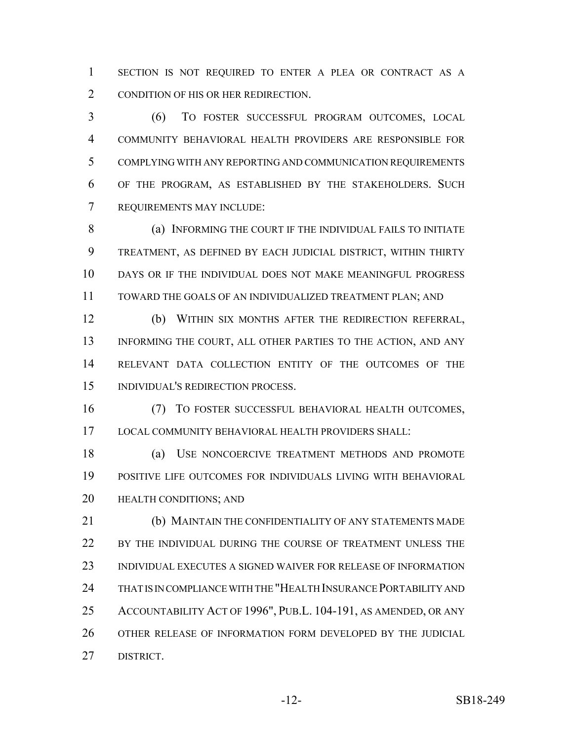SECTION IS NOT REQUIRED TO ENTER A PLEA OR CONTRACT AS A CONDITION OF HIS OR HER REDIRECTION.

(6) TO FOSTER SUCCESSFUL PROGRAM OUTCOMES, LOCAL COMMUNITY BEHAVIORAL HEALTH PROVIDERS ARE RESPONSIBLE FOR COMPLYING WITH ANY REPORTING AND COMMUNICATION REQUIREMENTS OF THE PROGRAM, AS ESTABLISHED BY THE STAKEHOLDERS. SUCH REQUIREMENTS MAY INCLUDE:

(a) INFORMING THE COURT IF THE INDIVIDUAL FAILS TO INITIATE TREATMENT, AS DEFINED BY EACH JUDICIAL DISTRICT, WITHIN THIRTY DAYS OR IF THE INDIVIDUAL DOES NOT MAKE MEANINGFUL PROGRESS TOWARD THE GOALS OF AN INDIVIDUALIZED TREATMENT PLAN; AND

(b) WITHIN SIX MONTHS AFTER THE REDIRECTION REFERRAL, INFORMING THE COURT, ALL OTHER PARTIES TO THE ACTION, AND ANY RELEVANT DATA COLLECTION ENTITY OF THE OUTCOMES OF THE INDIVIDUAL'S REDIRECTION PROCESS.

(7) TO FOSTER SUCCESSFUL BEHAVIORAL HEALTH OUTCOMES, LOCAL COMMUNITY BEHAVIORAL HEALTH PROVIDERS SHALL:

(a) USE NONCOERCIVE TREATMENT METHODS AND PROMOTE POSITIVE LIFE OUTCOMES FOR INDIVIDUALS LIVING WITH BEHAVIORAL HEALTH CONDITIONS; AND

(b) MAINTAIN THE CONFIDENTIALITY OF ANY STATEMENTS MADE BY THE INDIVIDUAL DURING THE COURSE OF TREATMENT UNLESS THE INDIVIDUAL EXECUTES A SIGNED WAIVER FOR RELEASE OF INFORMATION THAT IS IN COMPLIANCE WITH THE "HEALTH INSURANCE PORTABILITY AND ACCOUNTABILITY ACT OF 1996", PUB.L. 104-191, AS AMENDED, OR ANY OTHER RELEASE OF INFORMATION FORM DEVELOPED BY THE JUDICIAL DISTRICT.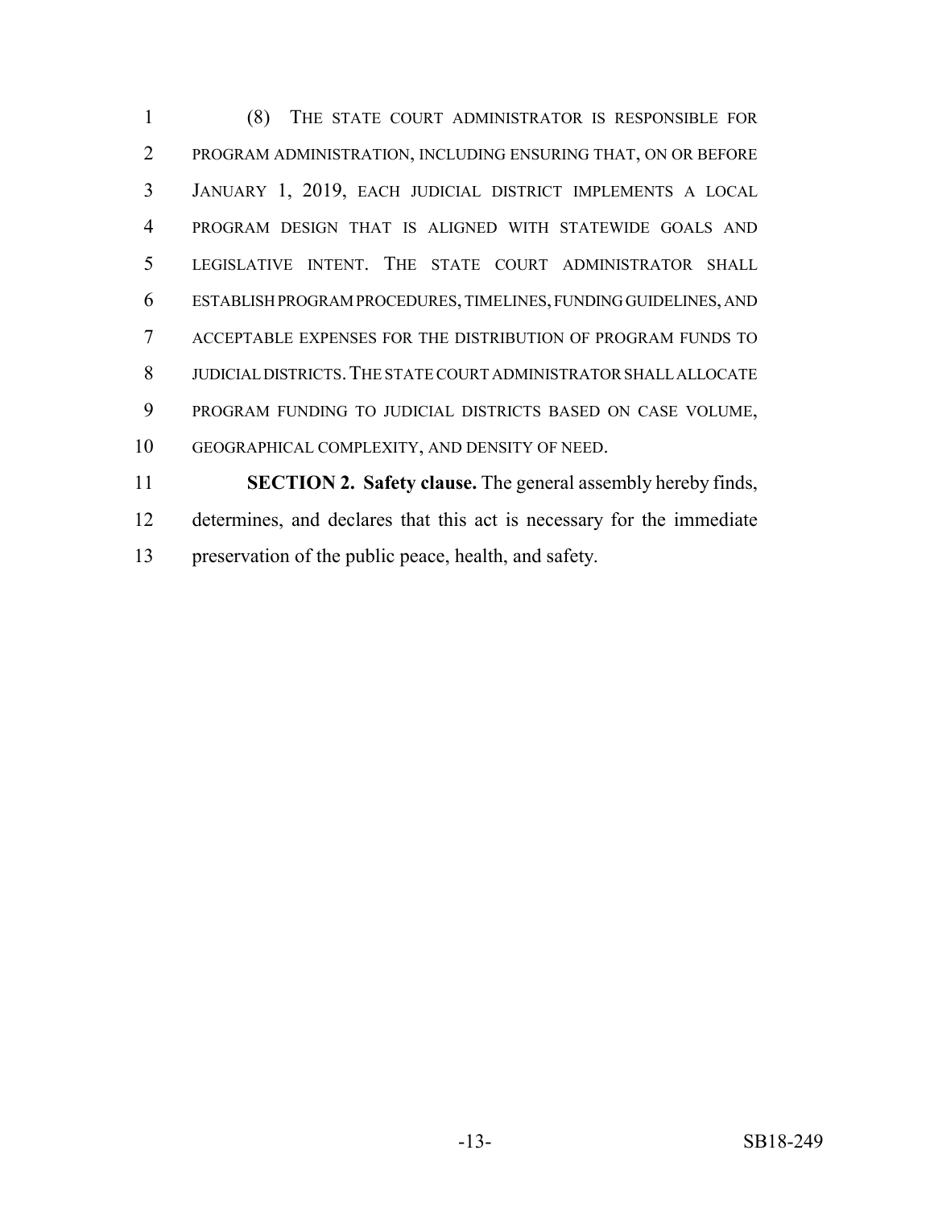(8) THE STATE COURT ADMINISTRATOR IS RESPONSIBLE FOR PROGRAM ADMINISTRATION, INCLUDING ENSURING THAT, ON OR BEFORE JANUARY 1, 2019, EACH JUDICIAL DISTRICT IMPLEMENTS A LOCAL PROGRAM DESIGN THAT IS ALIGNED WITH STATEWIDE GOALS AND LEGISLATIVE INTENT. THE STATE COURT ADMINISTRATOR SHALL ESTABLISH PROGRAM PROCEDURES, TIMELINES, FUNDING GUIDELINES, AND ACCEPTABLE EXPENSES FOR THE DISTRIBUTION OF PROGRAM FUNDS TO JUDICIAL DISTRICTS. THE STATE COURT ADMINISTRATOR SHALL ALLOCATE PROGRAM FUNDING TO JUDICIAL DISTRICTS BASED ON CASE VOLUME, GEOGRAPHICAL COMPLEXITY, AND DENSITY OF NEED.

**SECTION 2. Safety clause.** The general assembly hereby finds, determines, and declares that this act is necessary for the immediate preservation of the public peace, health, and safety.